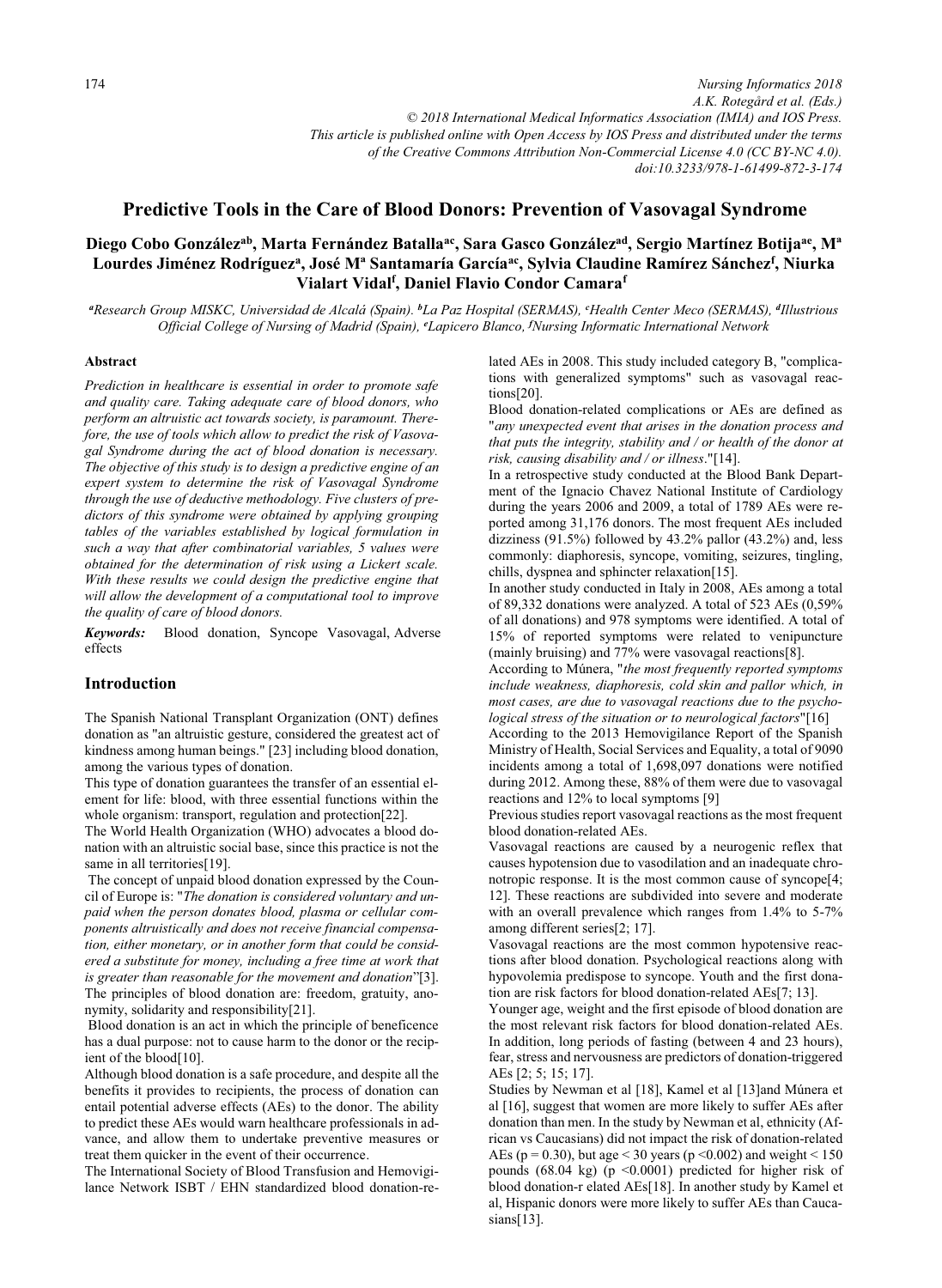# Predictive Tools in the Care of Blood Donors: Prevention of Vasovagal Syndrome

**Diego Cobo González[ab], Marta Fernández Batalla[ac], Sara Gasco González[ad], Sergio Martínez Botija[ae], Mª Lourdes Jiménez Rodríguez[a], José Mª Santamaría García[ac], Sylvia Claudine Ramírez Sánchez[f], Niurka Vialart Vidal[f], Daniel Flavio Condor Camara[f]**

*[a]Research Group MISKC, Universidad de Alcalá (Spain). [b]La Paz Hospital (SERMAS), [c]Health Center Meco (SERMAS), [d]Illustrious Official College of Nursing of Madrid (Spain), [e]Lapicero Blanco, [f]Nursing Informatic International Network*

### Abstract

*Prediction in healthcare is essential in order to promote safe and quality care. Taking adequate care of blood donors, who perform an altruistic act towards society, is paramount. Therefore, the use of tools which allow to predict the risk of Vasovagal Syndrome during the act of blood donation is necessary. The objective of this study is to design a predictive engine of an expert system to determine the risk of Vasovagal Syndrome through the use of deductive methodology. Five clusters of predictors of this syndrome were obtained by applying grouping tables of the variables established by logical formulation in such a way that after combinatorial variables, 5 values were obtained for the determination of risk using a Lickert scale. With these results we could design the predictive engine that will allow the development of a computational tool to improve the quality of care of blood donors.*

***Keywords:*** Blood donation, Syncope Vasovagal, Adverse effects

## Introduction

The Spanish National Transplant Organization (ONT) defines donation as "an altruistic gesture, considered the greatest act of kindness among human beings." [23] including blood donation, among the various types of donation.

This type of donation guarantees the transfer of an essential element for life: blood, with three essential functions within the whole organism: transport, regulation and protection[22].

The World Health Organization (WHO) advocates a blood donation with an altruistic social base, since this practice is not the same in all territories[19].

The concept of unpaid blood donation expressed by the Council of Europe is: "*The donation is considered voluntary and unpaid when the person donates blood, plasma or cellular components altruistically and does not receive financial compensation, either monetary, or in another form that could be considered a substitute for money, including a free time at work that is greater than reasonable for the movement and donation*"[3]. The principles of blood donation are: freedom, gratuity, anonymity, solidarity and responsibility[21].

Blood donation is an act in which the principle of beneficence has a dual purpose: not to cause harm to the donor or the recipient of the blood[10].

Although blood donation is a safe procedure, and despite all the benefits it provides to recipients, the process of donation can entail potential adverse effects (AEs) to the donor. The ability to predict these AEs would warn healthcare professionals in advance, and allow them to undertake preventive measures or treat them quicker in the event of their occurrence.

The International Society of Blood Transfusion and Hemovigilance Network ISBT / EHN standardized blood donation-related AEs in 2008. This study included category B, "complications with generalized symptoms" such as vasovagal reactions[20].

Blood donation-related complications or AEs are defined as "*any unexpected event that arises in the donation process and that puts the integrity, stability and / or health of the donor at risk, causing disability and / or illness*."[14].

In a retrospective study conducted at the Blood Bank Department of the Ignacio Chavez National Institute of Cardiology during the years 2006 and 2009, a total of 1789 AEs were reported among 31,176 donors. The most frequent AEs included dizziness (91.5%) followed by 43.2% pallor (43.2%) and, less commonly: diaphoresis, syncope, vomiting, seizures, tingling, chills, dyspnea and sphincter relaxation[15].

In another study conducted in Italy in 2008, AEs among a total of 89,332 donations were analyzed. A total of 523 AEs (0,59% of all donations) and 978 symptoms were identified. A total of 15% of reported symptoms were related to venipuncture (mainly bruising) and 77% were vasovagal reactions[8].

According to Múnera, "*the most frequently reported symptoms include weakness, diaphoresis, cold skin and pallor which, in most cases, are due to vasovagal reactions due to the psychological stress of the situation or to neurological factors*"[16]

According to the 2013 Hemovigilance Report of the Spanish Ministry of Health, Social Services and Equality, a total of 9090 incidents among a total of 1,698,097 donations were notified during 2012. Among these, 88% of them were due to vasovagal reactions and 12% to local symptoms [9]

Previous studies report vasovagal reactions as the most frequent blood donation-related AEs.

Vasovagal reactions are caused by a neurogenic reflex that causes hypotension due to vasodilation and an inadequate chronotropic response. It is the most common cause of syncope[4; 12]. These reactions are subdivided into severe and moderate with an overall prevalence which ranges from 1.4% to 5-7% among different series[2; 17].

Vasovagal reactions are the most common hypotensive reactions after blood donation. Psychological reactions along with hypovolemia predispose to syncope. Youth and the first donation are risk factors for blood donation-related AEs[7; 13].

Younger age, weight and the first episode of blood donation are the most relevant risk factors for blood donation-related AEs. In addition, long periods of fasting (between 4 and 23 hours), fear, stress and nervousness are predictors of donation-triggered AEs [2; 5; 15; 17].

Studies by Newman et al [18], Kamel et al [13]and Múnera et al [16], suggest that women are more likely to suffer AEs after donation than men. In the study by Newman et al, ethnicity (African vs Caucasians) did not impact the risk of donation-related AEs ($p = 0.30$), but age < 30 years ($p < 0.002$) and weight < 150 pounds (68.04 kg) ($p < 0.0001$) predicted for higher risk of blood donation-r elated AEs[18]. In another study by Kamel et al, Hispanic donors were more likely to suffer AEs than Caucasians[13].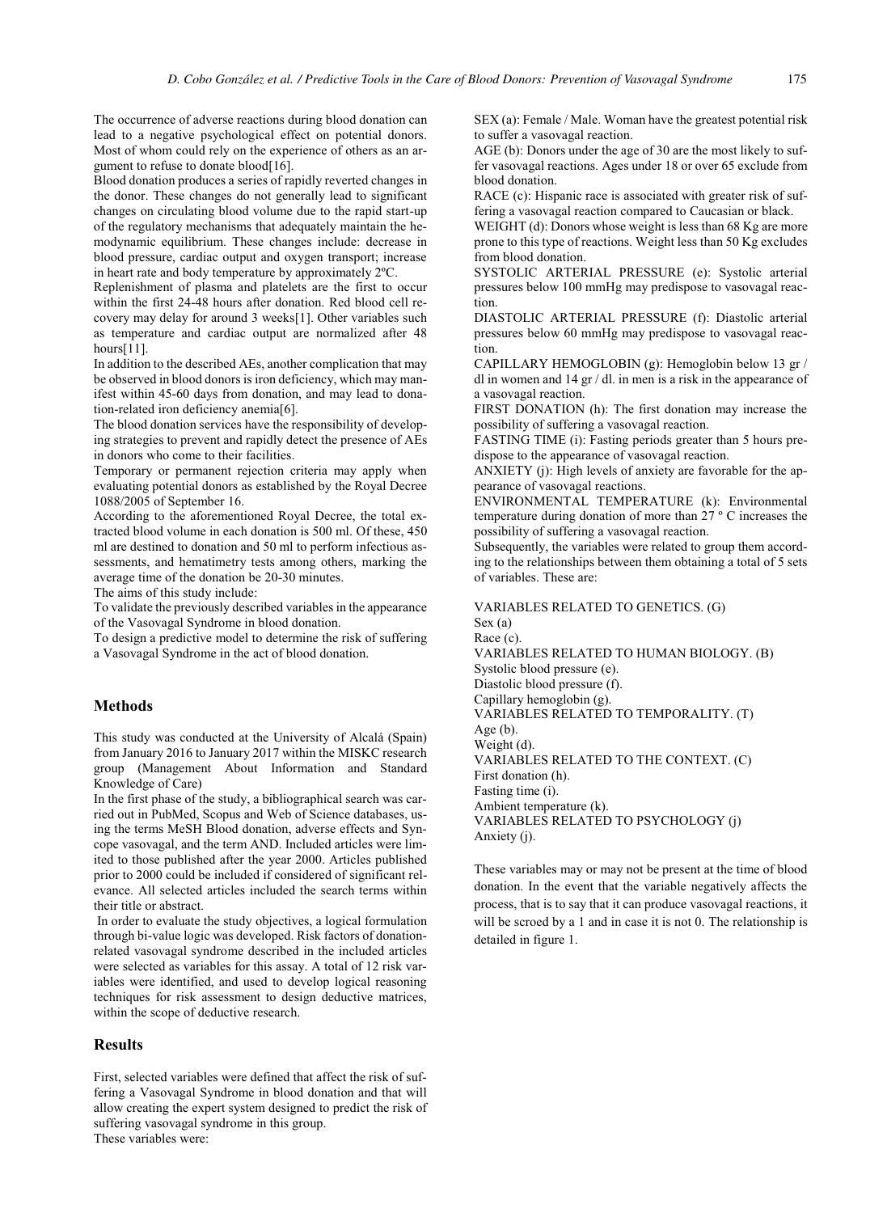The occurrence of adverse reactions during blood donation can lead to a negative psychological effect on potential donors. Most of whom could rely on the experience of others as an argument to refuse to donate blood[16].

Blood donation produces a series of rapidly reverted changes in the donor. These changes do not generally lead to significant changes on circulating blood volume due to the rapid start-up of the regulatory mechanisms that adequately maintain the hemodynamic equilibrium. These changes include: decrease in blood pressure, cardiac output and oxygen transport; increase in heart rate and body temperature by approximately 2ºC.

Replenishment of plasma and platelets are the first to occur within the first 24-48 hours after donation. Red blood cell recovery may delay for around 3 weeks[1]. Other variables such as temperature and cardiac output are normalized after 48 hours[11].

In addition to the described AEs, another complication that may be observed in blood donors is iron deficiency, which may manifest within 45-60 days from donation, and may lead to donation-related iron deficiency anemia[6].

The blood donation services have the responsibility of developing strategies to prevent and rapidly detect the presence of AEs in donors who come to their facilities.

Temporary or permanent rejection criteria may apply when evaluating potential donors as established by the Royal Decree 1088/2005 of September 16.

According to the aforementioned Royal Decree, the total extracted blood volume in each donation is 500 ml. Of these, 450 ml are destined to donation and 50 ml to perform infectious assessments, and hematimetry tests among others, marking the average time of the donation be 20-30 minutes.

The aims of this study include:

To validate the previously described variables in the appearance of the Vasovagal Syndrome in blood donation.

To design a predictive model to determine the risk of suffering a Vasovagal Syndrome in the act of blood donation.

## Methods

This study was conducted at the University of Alcalá (Spain) from January 2016 to January 2017 within the MISKC research group (Management About Information and Standard Knowledge of Care)

In the first phase of the study, a bibliographical search was carried out in PubMed, Scopus and Web of Science databases, using the terms MeSH Blood donation, adverse effects and Syncope vasovagal, and the term AND. Included articles were limited to those published after the year 2000. Articles published prior to 2000 could be included if considered of significant relevance. All selected articles included the search terms within their title or abstract.

In order to evaluate the study objectives, a logical formulation through bi-value logic was developed. Risk factors of donation-related vasovagal syndrome described in the included articles were selected as variables for this assay. A total of 12 risk variables were identified, and used to develop logical reasoning techniques for risk assessment to design deductive matrices, within the scope of deductive research.

## Results

First, selected variables were defined that affect the risk of suffering a Vasovagal Syndrome in blood donation and that will allow creating the expert system designed to predict the risk of suffering vasovagal syndrome in this group.

These variables were:

SEX (a): Female / Male. Woman have the greatest potential risk to suffer a vasovagal reaction.

AGE (b): Donors under the age of 30 are the most likely to suffer vasovagal reactions. Ages under 18 or over 65 exclude from blood donation.

RACE (c): Hispanic race is associated with greater risk of suffering a vasovagal reaction compared to Caucasian or black.

WEIGHT (d): Donors whose weight is less than 68 Kg are more prone to this type of reactions. Weight less than 50 Kg excludes from blood donation.

SYSTOLIC ARTERIAL PRESSURE (e): Systolic arterial pressures below 100 mmHg may predispose to vasovagal reaction.

DIASTOLIC ARTERIAL PRESSURE (f): Diastolic arterial pressures below 60 mmHg may predispose to vasovagal reaction.

CAPILLARY HEMOGLOBIN (g): Hemoglobin below 13 gr / dl in women and 14 gr / dl. in men is a risk in the appearance of a vasovagal reaction.

FIRST DONATION (h): The first donation may increase the possibility of suffering a vasovagal reaction.

FASTING TIME (i): Fasting periods greater than 5 hours predispose to the appearance of vasovagal reaction.

ANXIETY (j): High levels of anxiety are favorable for the appearance of vasovagal reactions.

ENVIRONMENTAL TEMPERATURE (k): Environmental temperature during donation of more than 27 º C increases the possibility of suffering a vasovagal reaction.

Subsequently, the variables were related to group them according to the relationships between them obtaining a total of 5 sets of variables. These are:

VARIABLES RELATED TO GENETICS. (G)
Sex (a)
Race (c).
VARIABLES RELATED TO HUMAN BIOLOGY. (B)
Systolic blood pressure (e).
Diastolic blood pressure (f).
Capillary hemoglobin (g).
VARIABLES RELATED TO TEMPORALITY. (T)
Age (b).
Weight (d).
VARIABLES RELATED TO THE CONTEXT. (C)
First donation (h).
Fasting time (i).
Ambient temperature (k).
VARIABLES RELATED TO PSYCHOLOGY (j)
Anxiety (j).

These variables may or may not be present at the time of blood donation. In the event that the variable negatively affects the process, that is to say that it can produce vasovagal reactions, it will be scroed by a 1 and in case it is not 0. The relationship is detailed in figure 1.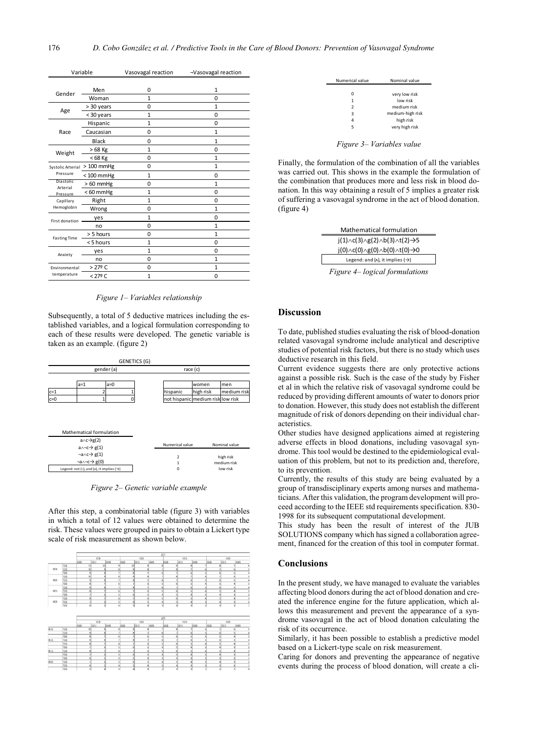| Variable | | Vasovagal reaction | ¬Vasovagal reaction |
|---|---|---|---|
| Gender | Men | 0 | 1 |
| | Woman | 1 | 0 |
| Age | > 30 years | 0 | 1 |
| | < 30 years | 1 | 0 |
| Race | Hispanic | 1 | 0 |
| | Caucasian | 0 | 1 |
| | Black | 0 | 1 |
| Weight | > 68 Kg | 1 | 0 |
| | < 68 Kg | 0 | 1 |
| Systolic Arterial Pressure | > 100 mmHg | 0 | 1 |
| | < 100 mmHg | 1 | 0 |
| Diastolic Arterial Pressure | > 60 mmHg | 0 | 1 |
| | < 60 mmHg | 1 | 0 |
| Capillary Hemoglobin | Right | 1 | 0 |
| | Wrong | 0 | 1 |
| First donation | yes | 1 | 0 |
| | no | 0 | 1 |
| Fasting Time | > 5 hours | 0 | 1 |
| | < 5 hours | 1 | 0 |
| Anxiety | yes | 1 | 0 |
| | no | 0 | 1 |
| Environmental temperature | > 27º C | 0 | 1 |
| | < 27º C | 1 | 0 |

*Figure 1– Variables relationship*

Subsequently, a total of 5 deductive matrices including the established variables, and a logical formulation corresponding to each of these results were developed. The genetic variable is taken as an example. (figure 2)

GENETICS (G)

gender (a)

| | a=1 | a=0 |
|---|---|---|
| c=1 | 2 | 1 |
| c=0 | 1 | 0 |

race (c)

| | women | men |
|---|---|---|
| hispanic | high risk | medium risk |
| not hispanic | medium risk | low risk |

| Mathematical formulation |
|---|
| $a \wedge c \rightarrow g(2)$ |
| $a \wedge \neg c \rightarrow g(1)$ |
| $\neg a \wedge c \rightarrow g(1)$ |
| $\neg a \wedge \neg c \rightarrow g(0)$ |
| Legend: not (¬), and (∧), it implies (→) |

| Numerical value | Nominal value |
|---|---|
| 2 | high risk |
| 1 | medium risk |
| 0 | low risk |

*Figure 2– Genetic variable example*

After this step, a combinatorial table (figure 3) with variables in which a total of 12 values were obtained to determine the risk. These values were grouped in pairs to obtain a Lickert type scale of risk measurement as shown below.

| Numerical value | Nominal value |
|---|---|
| 0 | very low risk |
| 1 | low risk |
| 2 | medium risk |
| 3 | medium-high risk |
| 4 | high risk |
| 5 | very high risk |

*Figure 3– Variables value*

Finally, the formulation of the combination of all the variables was carried out. This shows in the example the formulation of the combination that produces more and less risk in blood donation. In this way obtaining a result of 5 implies a greater risk of suffering a vasovagal syndrome in the act of blood donation. (figure 4)

| Mathematical formulation |
|---|
| $j(1) \wedge c(3) \wedge g(2) \wedge b(3) \wedge t(2) \rightarrow 5$ |
| $j(0) \wedge c(0) \wedge g(0) \wedge b(0) \wedge t(0) \rightarrow 0$ |
| Legend: and (∧), it implies (→) |

*Figure 4– logical formulations*

## Discussion

To date, published studies evaluating the risk of blood-donation related vasovagal syndrome include analytical and descriptive studies of potential risk factors, but there is no study which uses deductive research in this field.

Current evidence suggests there are only protective actions against a possible risk. Such is the case of the study by Fisher et al in which the relative risk of vasovagal syndrome could be reduced by providing different amounts of water to donors prior to donation. However, this study does not establish the different magnitude of risk of donors depending on their individual characteristics.

Other studies have designed applications aimed at registering adverse effects in blood donations, including vasovagal syndrome. This tool would be destined to the epidemiological evaluation of this problem, but not to its prediction and, therefore, to its prevention.

Currently, the results of this study are being evaluated by a group of transdisciplinary experts among nurses and mathematicians. After this validation, the program development will proceed according to the IEEE std requirements specification. 830-1998 for its subsequent computational development.

This study has been the result of interest of the JUB SOLUTIONS company which has signed a collaboration agreement, financed for the creation of this tool in computer format.

## Conclusions

In the present study, we have managed to evaluate the variables affecting blood donors during the act of blood donation and created the inference engine for the future application, which allows this measurement and prevent the appearance of a syndrome vasovagal in the act of blood donation calculating the risk of its occurrence.

Similarly, it has been possible to establish a predictive model based on a Lickert-type scale on risk measurement.

Caring for donors and preventing the appearance of negative events during the process of blood donation, will create a cli-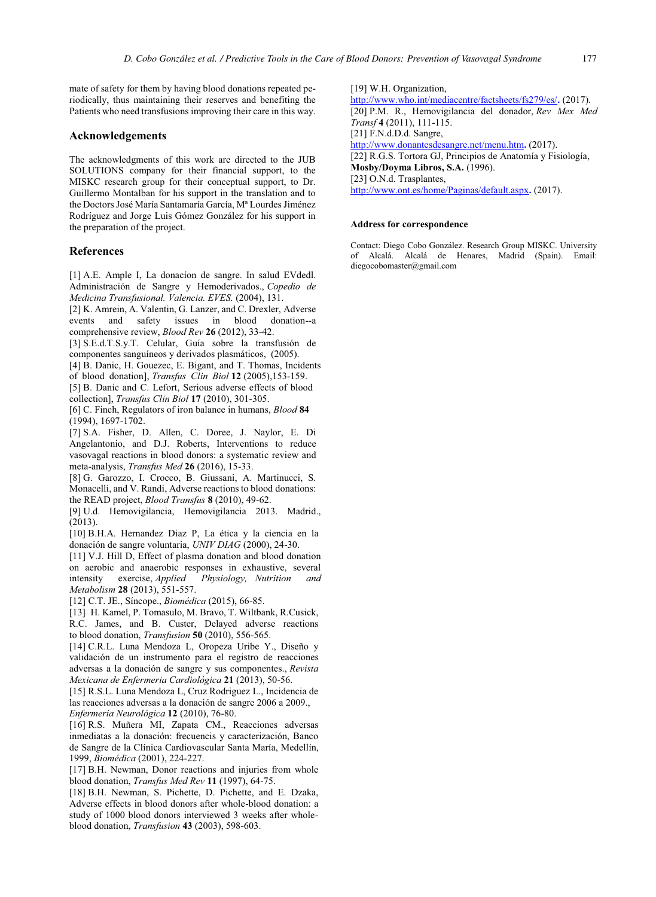mate of safety for them by having blood donations repeated periodically, thus maintaining their reserves and benefiting the Patients who need transfusions improving their care in this way.

## Acknowledgements

The acknowledgments of this work are directed to the JUB SOLUTIONS company for their financial support, to the MISKC research group for their conceptual support, to Dr. Guillermo Montalban for his support in the translation and to the Doctors José María Santamaría García, Mª Lourdes Jiménez Rodríguez and Jorge Luis Gómez González for his support in the preparation of the project.

## References

[1] A.E. Ample I, La donacíon de sangre. In salud EVdedl. Administración de Sangre y Hemoderivados., *Copedio de Medicina Transfusional. Valencia. EVES.* (2004), 131.

[2] K. Amrein, A. Valentin, G. Lanzer, and C. Drexler, Adverse events and safety issues in blood donation--a comprehensive review, *Blood Rev* **26** (2012), 33-42.

[3] S.E.d.T.S.y.T. Celular, Guía sobre la transfusión de componentes sanguíneos y derivados plasmáticos, (2005).

[4] B. Danic, H. Gouezec, E. Bigant, and T. Thomas, Incidents of blood donation], *Transfus Clin Biol* **12** (2005),153-159.

[5] B. Danic and C. Lefort, Serious adverse effects of blood collection], *Transfus Clin Biol* **17** (2010), 301-305.

[6] C. Finch, Regulators of iron balance in humans, *Blood* **84** (1994), 1697-1702.

[7] S.A. Fisher, D. Allen, C. Doree, J. Naylor, E. Di Angelantonio, and D.J. Roberts, Interventions to reduce vasovagal reactions in blood donors: a systematic review and meta-analysis, *Transfus Med* **26** (2016), 15-33.

[8] G. Garozzo, I. Crocco, B. Giussani, A. Martinucci, S. Monacelli, and V. Randi, Adverse reactions to blood donations: the READ project, *Blood Transfus* **8** (2010), 49-62.

[9] U.d. Hemovigilancia, Hemovigilancia 2013. Madrid., (2013).

[10] B.H.A. Hernandez Diaz P, La ética y la ciencia en la donación de sangre voluntaria, *UNIV DIAG* (2000), 24-30.

[11] V.J. Hill D, Effect of plasma donation and blood donation on aerobic and anaerobic responses in exhaustive, several intensity exercise, *Applied Physiology, Nutrition and Metabolism* **28** (2013), 551-557.

[12] C.T. JE., Síncope., *Biomédica* (2015), 66-85.

[13] H. Kamel, P. Tomasulo, M. Bravo, T. Wiltbank, R.Cusick, R.C. James, and B. Custer, Delayed adverse reactions to blood donation, *Transfusion* **50** (2010), 556-565.

[14] C.R.L. Luna Mendoza L, Oropeza Uribe Y., Diseño y validación de un instrumento para el registro de reacciones adversas a la donación de sangre y sus componentes., *Revista Mexicana de Enfermeria Cardiológica* **21** (2013), 50-56.

[15] R.S.L. Luna Mendoza L, Cruz Rodriguez L., Incidencia de las reacciones adversas a la donación de sangre 2006 a 2009., *Enfermería Neurológica* **12** (2010), 76-80.

[16] R.S. Muñera MI, Zapata CM., Reacciones adversas inmediatas a la donación: frecuencis y caracterización, Banco de Sangre de la Clínica Cardiovascular Santa María, Medellín, 1999, *Biomédica* (2001), 224-227.

[17] B.H. Newman, Donor reactions and injuries from whole blood donation, *Transfus Med Rev* **11** (1997), 64-75.

[18] B.H. Newman, S. Pichette, D. Pichette, and E. Dzaka, Adverse effects in blood donors after whole-blood donation: a study of 1000 blood donors interviewed 3 weeks after whole-blood donation, *Transfusion* **43** (2003), 598-603.

[19] W.H. Organization, http://www.who.int/mediacentre/factsheets/fs279/es/. (2017).

[20] P.M. R., Hemovigilancia del donador, *Rev Mex Med Transf* **4** (2011), 111-115.

[21] F.N.d.D.d. Sangre, http://www.donantesdesangre.net/menu.htm. (2017).

[22] R.G.S. Tortora GJ, Principios de Anatomía y Fisiología, **Mosby/Doyma Libros, S.A.** (1996).

[23] O.N.d. Trasplantes, http://www.ont.es/home/Paginas/default.aspx. (2017).

#### Address for correspondence

Contact: Diego Cobo González. Research Group MISKC. University of Alcalá. Alcalá de Henares, Madrid (Spain). Email: diegocobomaster@gmail.com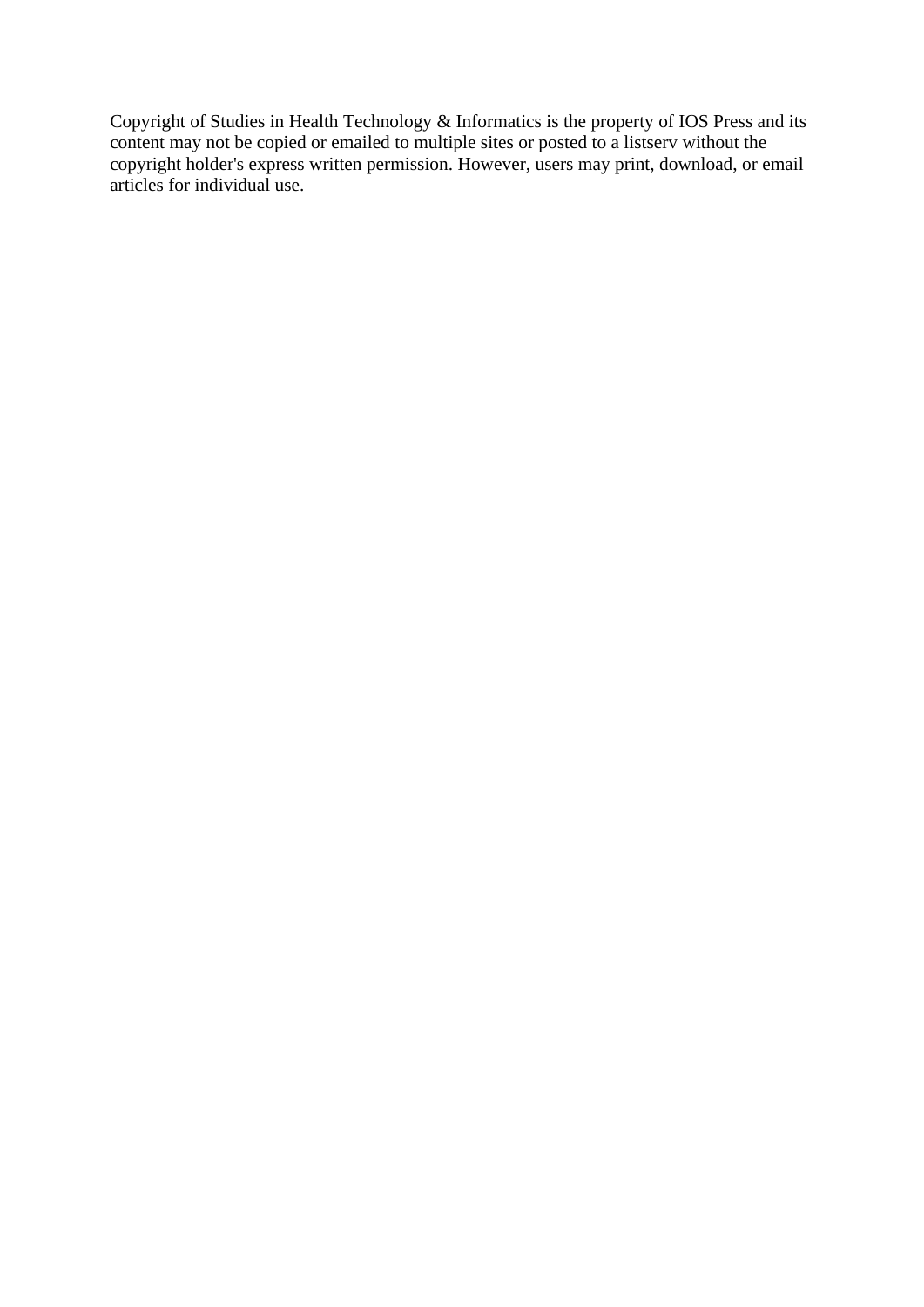Copyright of Studies in Health Technology & Informatics is the property of IOS Press and its content may not be copied or emailed to multiple sites or posted to a listserv without the copyright holder's express written permission. However, users may print, download, or email articles for individual use.